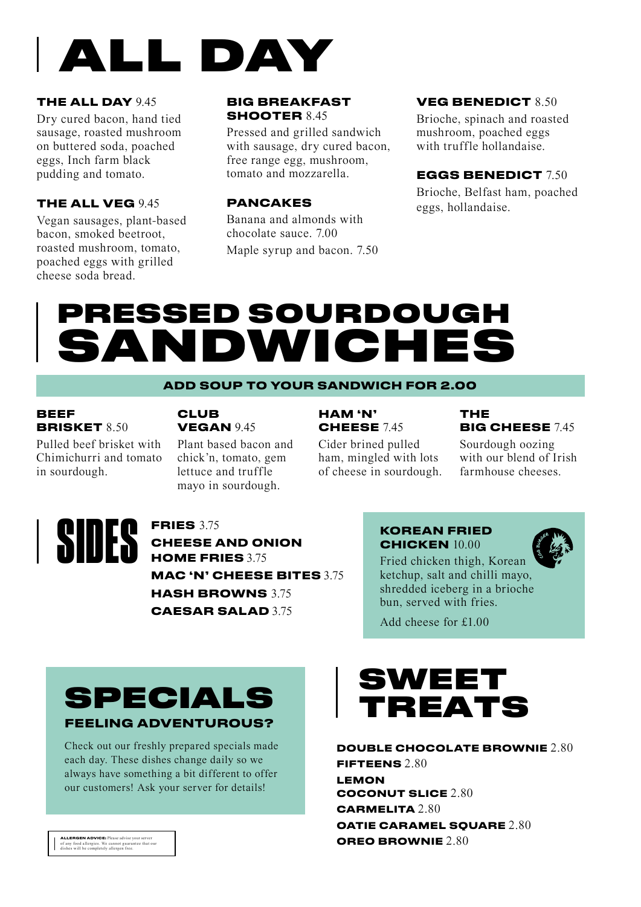# ALL DAY

**THE ALL DAY** 9.45

Dry cured bacon, hand tied sausage, roasted mushroom on buttered soda, poached eggs, Inch farm black pudding and tomato.

**THE ALL VEG** 9.45

Vegan sausages, plant-based bacon, smoked beetroot, roasted mushroom, tomato, poached eggs with grilled cheese soda bread.

**BIG BREAKFAST SHOOTER** 8.45

Pressed and grilled sandwich with sausage, dry cured bacon, free range egg, mushroom, tomato and mozzarella.

**PANCAKES**

Banana and almonds with chocolate sauce. 7.00

Maple syrup and bacon. 7.50

**VEG BENEDICT** 8.50

Brioche, spinach and roasted mushroom, poached eggs with truffle hollandaise.

**EGGS BENEDICT** 7.50

Brioche, Belfast ham, poached eggs, hollandaise.

# PRESSED SOURDOUGH SANDWICHES

**ADD SOUP TO YOUR SANDWICH FOR 2.00**

**BEEF BRISKET** 8.50

Pulled beef brisket with Chimichurri and tomato in sourdough.

**CLUB VEGAN** 9.45

Plant based bacon and chick'n, tomato, gem lettuce and truffle mayo in sourdough.

**HAM 'N' CHEESE** 7.45

Cider brined pulled ham, mingled with lots of cheese in sourdough.

**THE BIG CHEESE** 7.45

Sourdough oozing with our blend of Irish farmhouse cheeses.

# SIDES

**FRIES** 3.75

**CHEESE AND ONION HOME FRIES** 3.75

**MAC 'N' CHEESE BITES** 3.75

**HASH BROWNS** 3.75

**CAESAR SALAD** 3.75

**KOREAN FRIED CHICKEN** 10.00

Fried chicken thigh, Korean ketchup, salt and chilli mayo, shredded iceberg in a brioche bun, served with fries.

Add cheese for £1.00

# SPECIALS

**FEELING ADVENTUROUS?**

Check out our freshly prepared specials made each day. These dishes change daily so we always have something a bit different to offer our customers! Ask your server for details!

# SWEET TREATS

**DOUBLE CHOCOLATE BROWNIE** 2.80

**FIFTEENS** 2.80

**LEMON COCONUT SLICE** 2.80

**CARMELITA** 2.80

**OATIE CARAMEL SQUARE** 2.80

**OREO BROWNIE** 2.80

**ALLERGEN ADVICE:** Please advise your server of any food allergies. We cannot guarantee that our dishes will be completely allergen free.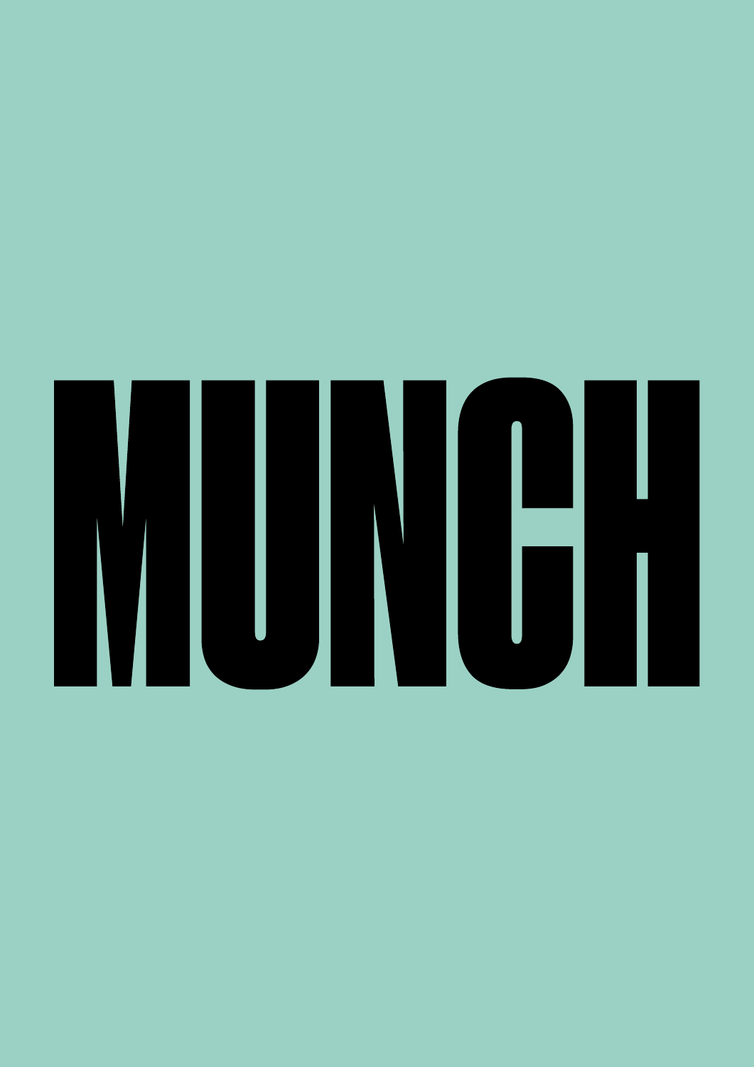# MUNCH